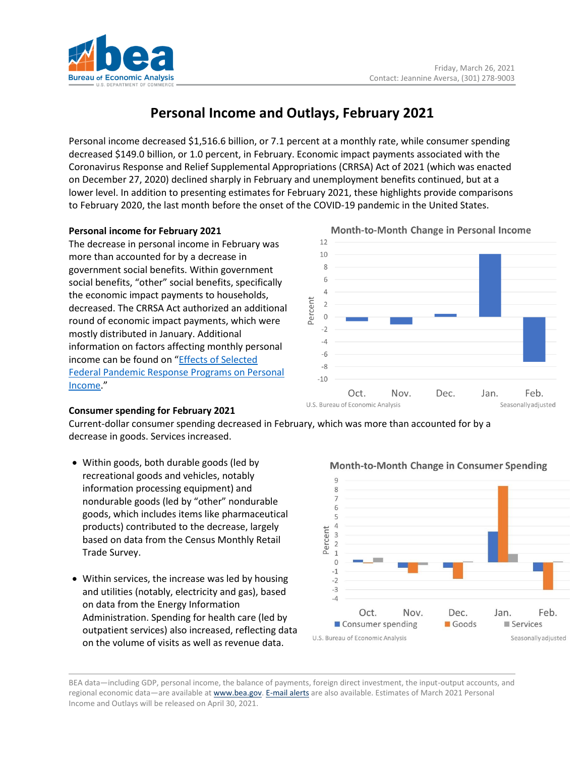Friday, March 26, 2021
Contact: Jeannine Aversa, (301) 278-9003

# Personal Income and Outlays, February 2021

Personal income decreased $1,516.6 billion, or 7.1 percent at a monthly rate, while consumer spending decreased $149.0 billion, or 1.0 percent, in February. Economic impact payments associated with the Coronavirus Response and Relief Supplemental Appropriations (CRRSA) Act of 2021 (which was enacted on December 27, 2020) declined sharply in February and unemployment benefits continued, but at a lower level. In addition to presenting estimates for February 2021, these highlights provide comparisons to February 2020, the last month before the onset of the COVID-19 pandemic in the United States.

**Personal income for February 2021**

The decrease in personal income in February was more than accounted for by a decrease in government social benefits. Within government social benefits, "other" social benefits, specifically the economic impact payments to households, decreased. The CRRSA Act authorized an additional round of economic impact payments, which were mostly distributed in January. Additional information on factors affecting monthly personal income can be found on "[Effects of Selected Federal Pandemic Response Programs on Personal Income](#)."

**Month-to-Month Change in Personal Income**

U.S. Bureau of Economic Analysis — Seasonally adjusted

**Consumer spending for February 2021**

Current-dollar consumer spending decreased in February, which was more than accounted for by a decrease in goods. Services increased.

- Within goods, both durable goods (led by recreational goods and vehicles, notably information processing equipment) and nondurable goods (led by "other" nondurable goods, which includes items like pharmaceutical products) contributed to the decrease, largely based on data from the Census Monthly Retail Trade Survey.

- Within services, the increase was led by housing and utilities (notably, electricity and gas), based on data from the Energy Information Administration. Spending for health care (led by outpatient services) also increased, reflecting data on the volume of visits as well as revenue data.

**Month-to-Month Change in Consumer Spending**

U.S. Bureau of Economic Analysis — Seasonally adjusted

BEA data—including GDP, personal income, the balance of payments, foreign direct investment, the input-output accounts, and regional economic data—are available at www.bea.gov. E-mail alerts are also available. Estimates of March 2021 Personal Income and Outlays will be released on April 30, 2021.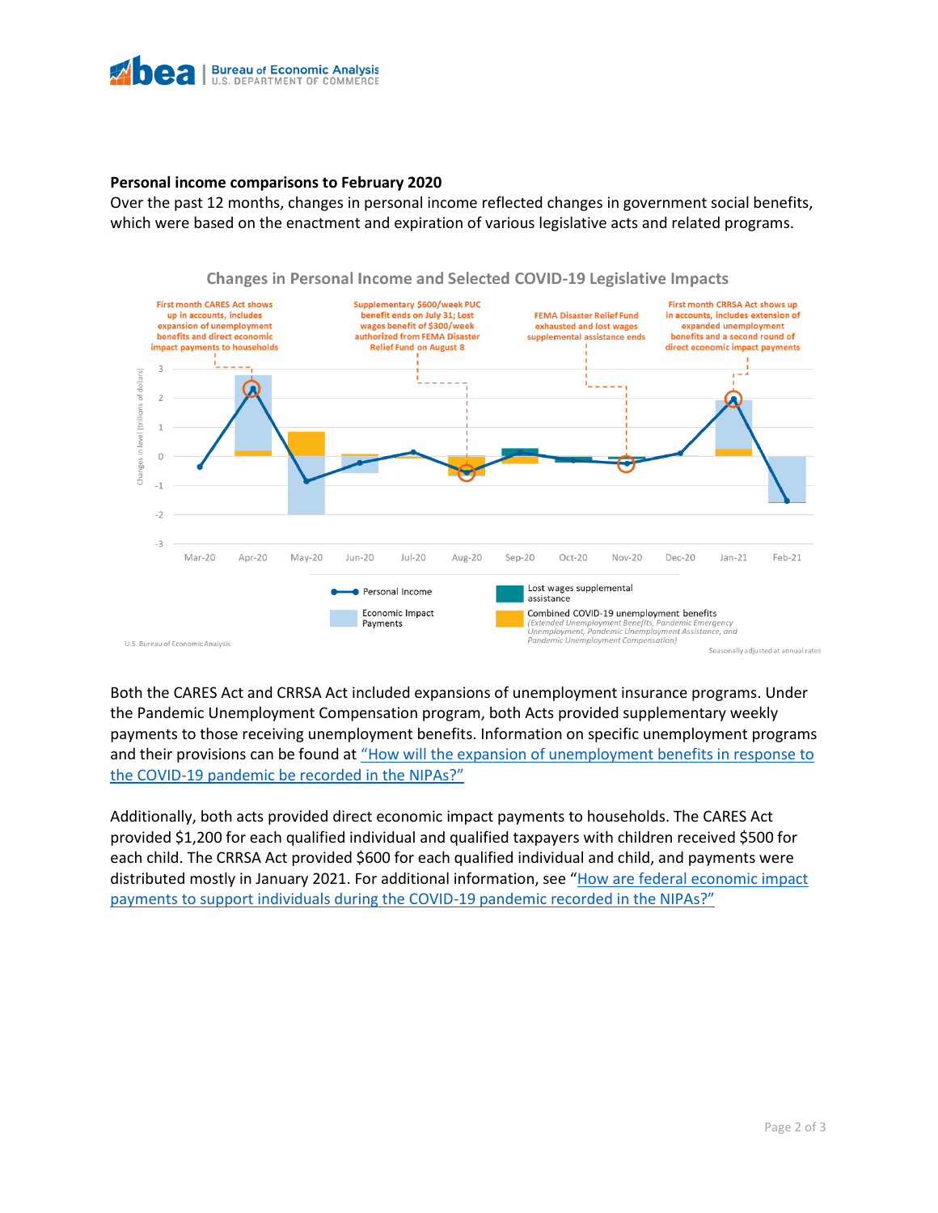**Personal income comparisons to February 2020**

Over the past 12 months, changes in personal income reflected changes in government social benefits, which were based on the enactment and expiration of various legislative acts and related programs.

**Changes in Personal Income and Selected COVID-19 Legislative Impacts**

- First month CARES Act shows up in accounts, includes expansion of unemployment benefits and direct economic impact payments to households
- Supplementary $600/week PUC benefit ends on July 31; Lost wages benefit of $300/week authorized from FEMA Disaster Relief Fund on August 8
- FEMA Disaster Relief Fund exhausted and lost wages supplemental assistance ends
- First month CRRSA Act shows up in accounts, includes extension of expanded unemployment benefits and a second round of direct economic impact payments

Changes in level (trillions of dollars)

Mar-20, Apr-20, May-20, Jun-20, Jul-20, Aug-20, Sep-20, Oct-20, Nov-20, Dec-20, Jan-21, Feb-21

Legend: Personal Income; Economic Impact Payments; Lost wages supplemental assistance; Combined COVID-19 unemployment benefits (*Extended Unemployment Benefits, Pandemic Emergency Unemployment, Pandemic Unemployment Assistance, and Pandemic Unemployment Compensation*)

U.S. Bureau of Economic Analysis

Seasonally adjusted at annual rates

Both the CARES Act and CRRSA Act included expansions of unemployment insurance programs. Under the Pandemic Unemployment Compensation program, both Acts provided supplementary weekly payments to those receiving unemployment benefits. Information on specific unemployment programs and their provisions can be found at "How will the expansion of unemployment benefits in response to the COVID-19 pandemic be recorded in the NIPAs?"

Additionally, both acts provided direct economic impact payments to households. The CARES Act provided $1,200 for each qualified individual and qualified taxpayers with children received $500 for each child. The CRRSA Act provided $600 for each qualified individual and child, and payments were distributed mostly in January 2021. For additional information, see "How are federal economic impact payments to support individuals during the COVID-19 pandemic recorded in the NIPAs?"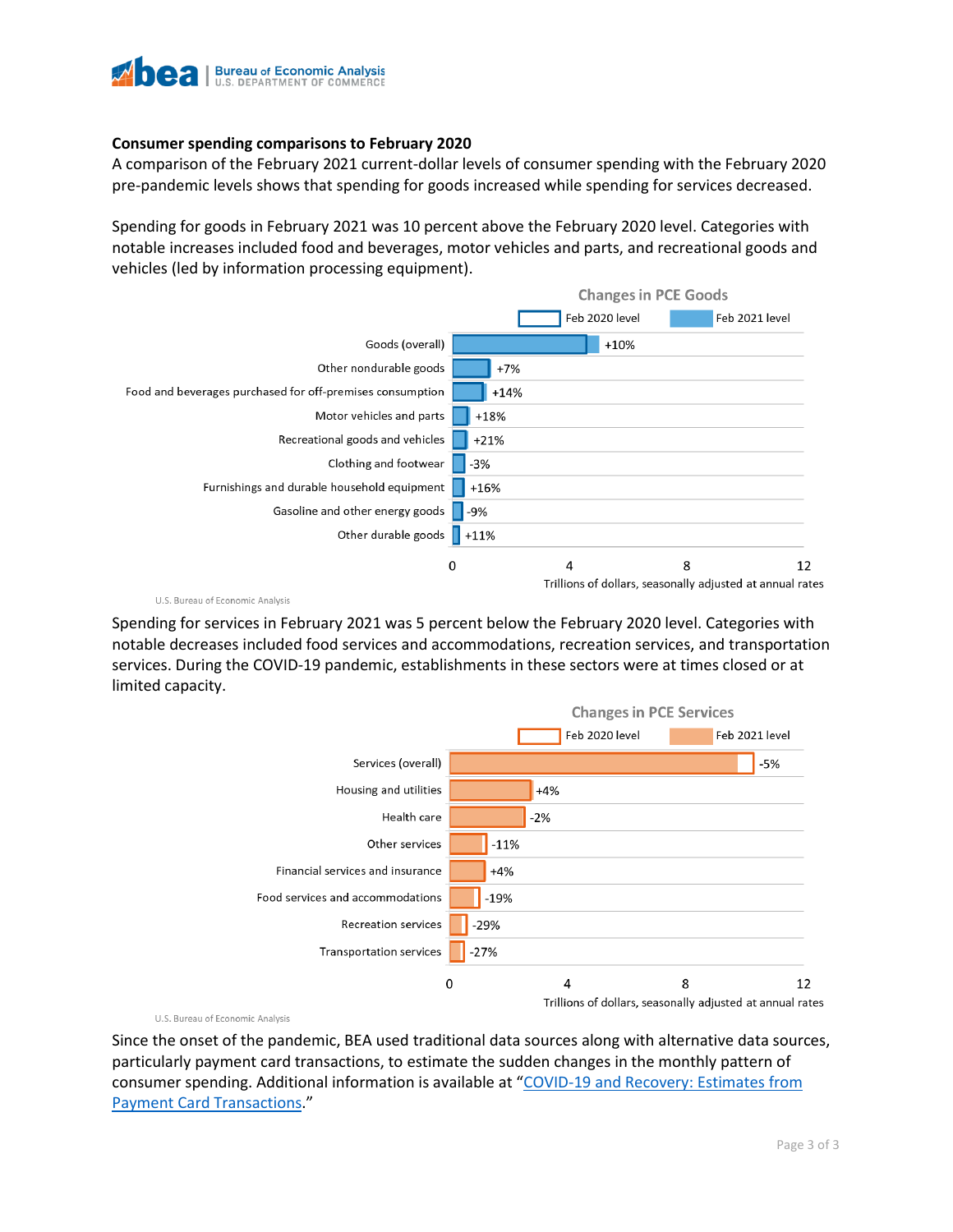### Consumer spending comparisons to February 2020

A comparison of the February 2021 current-dollar levels of consumer spending with the February 2020 pre-pandemic levels shows that spending for goods increased while spending for services decreased.

Spending for goods in February 2021 was 10 percent above the February 2020 level. Categories with notable increases included food and beverages, motor vehicles and parts, and recreational goods and vehicles (led by information processing equipment).

Changes in PCE Goods

Feb 2020 level
Feb 2021 level

Goods (overall) +10%
Other nondurable goods +7%
Food and beverages purchased for off-premises consumption +14%
Motor vehicles and parts +18%
Recreational goods and vehicles +21%
Clothing and footwear -3%
Furnishings and durable household equipment +16%
Gasoline and other energy goods -9%
Other durable goods +11%

0 4 8 12
Trillions of dollars, seasonally adjusted at annual rates

U.S. Bureau of Economic Analysis

Spending for services in February 2021 was 5 percent below the February 2020 level. Categories with notable decreases included food services and accommodations, recreation services, and transportation services. During the COVID-19 pandemic, establishments in these sectors were at times closed or at limited capacity.

Changes in PCE Services

Feb 2020 level
Feb 2021 level

Services (overall) -5%
Housing and utilities +4%
Health care -2%
Other services -11%
Financial services and insurance +4%
Food services and accommodations -19%
Recreation services -29%
Transportation services -27%

0 4 8 12
Trillions of dollars, seasonally adjusted at annual rates

U.S. Bureau of Economic Analysis

Since the onset of the pandemic, BEA used traditional data sources along with alternative data sources, particularly payment card transactions, to estimate the sudden changes in the monthly pattern of consumer spending. Additional information is available at "[COVID-19 and Recovery: Estimates from Payment Card Transactions](#)."